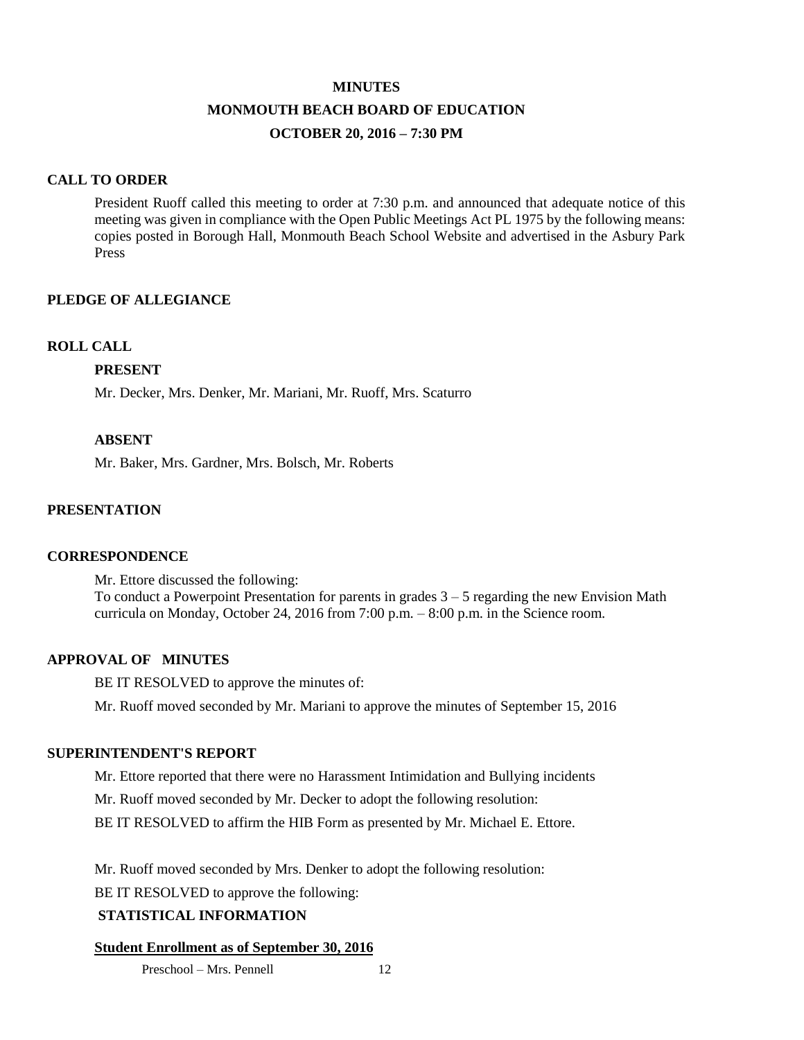# MINUTES

## MONMOUTH BEACH BOARD OF EDUCATION

### OCTOBER 20, 2016 – 7:30 PM

**CALL TO ORDER**

President Ruoff called this meeting to order at 7:30 p.m. and announced that adequate notice of this meeting was given in compliance with the Open Public Meetings Act PL 1975 by the following means: copies posted in Borough Hall, Monmouth Beach School Website and advertised in the Asbury Park Press

**PLEDGE OF ALLEGIANCE**

**ROLL CALL**

**PRESENT**

Mr. Decker, Mrs. Denker, Mr. Mariani, Mr. Ruoff, Mrs. Scaturro

**ABSENT**

Mr. Baker, Mrs. Gardner, Mrs. Bolsch, Mr. Roberts

**PRESENTATION**

**CORRESPONDENCE**

Mr. Ettore discussed the following:
To conduct a Powerpoint Presentation for parents in grades 3 – 5 regarding the new Envision Math curricula on Monday, October 24, 2016 from 7:00 p.m. – 8:00 p.m. in the Science room.

**APPROVAL OF MINUTES**

BE IT RESOLVED to approve the minutes of:

Mr. Ruoff moved seconded by Mr. Mariani to approve the minutes of September 15, 2016

**SUPERINTENDENT'S REPORT**

Mr. Ettore reported that there were no Harassment Intimidation and Bullying incidents

Mr. Ruoff moved seconded by Mr. Decker to adopt the following resolution:

BE IT RESOLVED to affirm the HIB Form as presented by Mr. Michael E. Ettore.

Mr. Ruoff moved seconded by Mrs. Denker to adopt the following resolution:

BE IT RESOLVED to approve the following:

**STATISTICAL INFORMATION**

**Student Enrollment as of September 30, 2016**

Preschool – Mrs. Pennell 12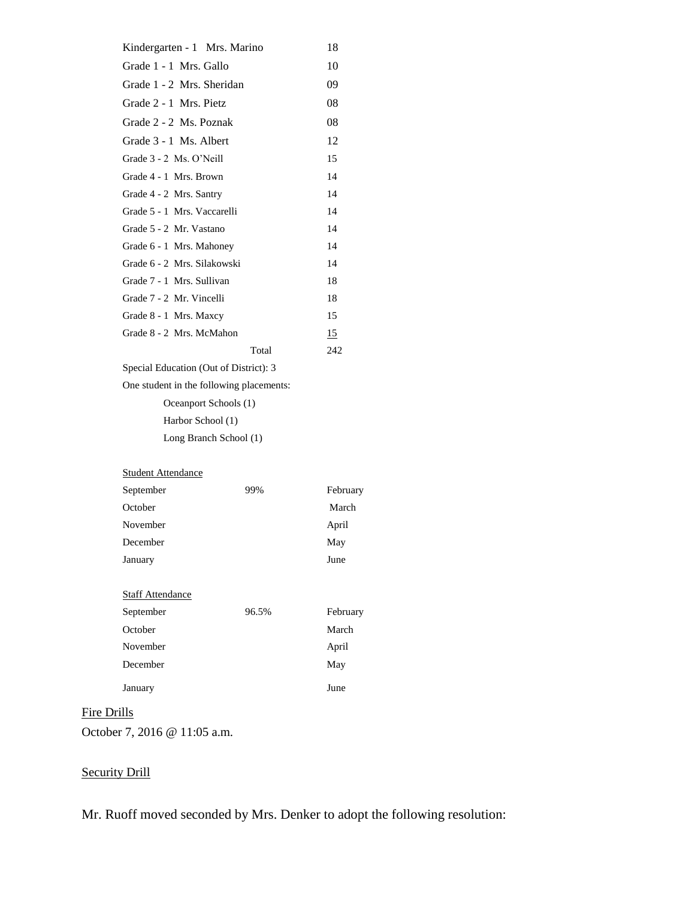| | |
|---|---|
| Kindergarten - 1 Mrs. Marino | 18 |
| Grade 1 - 1 Mrs. Gallo | 10 |
| Grade 1 - 2 Mrs. Sheridan | 09 |
| Grade 2 - 1 Mrs. Pietz | 08 |
| Grade 2 - 2 Ms. Poznak | 08 |
| Grade 3 - 1 Ms. Albert | 12 |
| Grade 3 - 2 Ms. O'Neill | 15 |
| Grade 4 - 1 Mrs. Brown | 14 |
| Grade 4 - 2 Mrs. Santry | 14 |
| Grade 5 - 1 Mrs. Vaccarelli | 14 |
| Grade 5 - 2 Mr. Vastano | 14 |
| Grade 6 - 1 Mrs. Mahoney | 14 |
| Grade 6 - 2 Mrs. Silakowski | 14 |
| Grade 7 - 1 Mrs. Sullivan | 18 |
| Grade 7 - 2 Mr. Vincelli | 18 |
| Grade 8 - 1 Mrs. Maxcy | 15 |
| Grade 8 - 2 Mrs. McMahon | 15 |
| Total | 242 |

Special Education (Out of District): 3

One student in the following placements:

- Oceanport Schools (1)
- Harbor School (1)
- Long Branch School (1)

Student Attendance

| | | |
|---|---|---|
| September | 99% | February |
| October | | March |
| November | | April |
| December | | May |
| January | | June |

Staff Attendance

| | | |
|---|---|---|
| September | 96.5% | February |
| October | | March |
| November | | April |
| December | | May |
| January | | June |

Fire Drills

October 7, 2016 @ 11:05 a.m.

Security Drill

Mr. Ruoff moved seconded by Mrs. Denker to adopt the following resolution: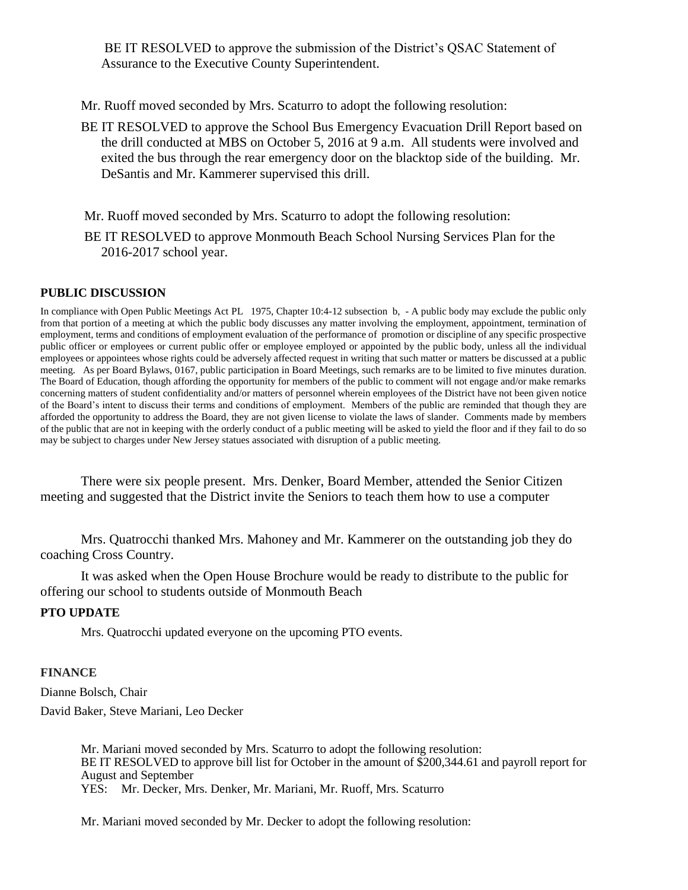BE IT RESOLVED to approve the submission of the District's QSAC Statement of Assurance to the Executive County Superintendent.

Mr. Ruoff moved seconded by Mrs. Scaturro to adopt the following resolution:

BE IT RESOLVED to approve the School Bus Emergency Evacuation Drill Report based on the drill conducted at MBS on October 5, 2016 at 9 a.m. All students were involved and exited the bus through the rear emergency door on the blacktop side of the building. Mr. DeSantis and Mr. Kammerer supervised this drill.

Mr. Ruoff moved seconded by Mrs. Scaturro to adopt the following resolution:

BE IT RESOLVED to approve Monmouth Beach School Nursing Services Plan for the 2016-2017 school year.

#### PUBLIC DISCUSSION

In compliance with Open Public Meetings Act PL 1975, Chapter 10:4-12 subsection b, - A public body may exclude the public only from that portion of a meeting at which the public body discusses any matter involving the employment, appointment, termination of employment, terms and conditions of employment evaluation of the performance of promotion or discipline of any specific prospective public officer or employees or current public offer or employee employed or appointed by the public body, unless all the individual employees or appointees whose rights could be adversely affected request in writing that such matter or matters be discussed at a public meeting. As per Board Bylaws, 0167, public participation in Board Meetings, such remarks are to be limited to five minutes duration. The Board of Education, though affording the opportunity for members of the public to comment will not engage and/or make remarks concerning matters of student confidentiality and/or matters of personnel wherein employees of the District have not been given notice of the Board's intent to discuss their terms and conditions of employment. Members of the public are reminded that though they are afforded the opportunity to address the Board, they are not given license to violate the laws of slander. Comments made by members of the public that are not in keeping with the orderly conduct of a public meeting will be asked to yield the floor and if they fail to do so may be subject to charges under New Jersey statues associated with disruption of a public meeting.

There were six people present. Mrs. Denker, Board Member, attended the Senior Citizen meeting and suggested that the District invite the Seniors to teach them how to use a computer

Mrs. Quatrocchi thanked Mrs. Mahoney and Mr. Kammerer on the outstanding job they do coaching Cross Country.

It was asked when the Open House Brochure would be ready to distribute to the public for offering our school to students outside of Monmouth Beach

#### PTO UPDATE

Mrs. Quatrocchi updated everyone on the upcoming PTO events.

#### FINANCE

Dianne Bolsch, Chair

David Baker, Steve Mariani, Leo Decker

Mr. Mariani moved seconded by Mrs. Scaturro to adopt the following resolution:
BE IT RESOLVED to approve bill list for October in the amount of $200,344.61 and payroll report for August and September
YES: Mr. Decker, Mrs. Denker, Mr. Mariani, Mr. Ruoff, Mrs. Scaturro

Mr. Mariani moved seconded by Mr. Decker to adopt the following resolution: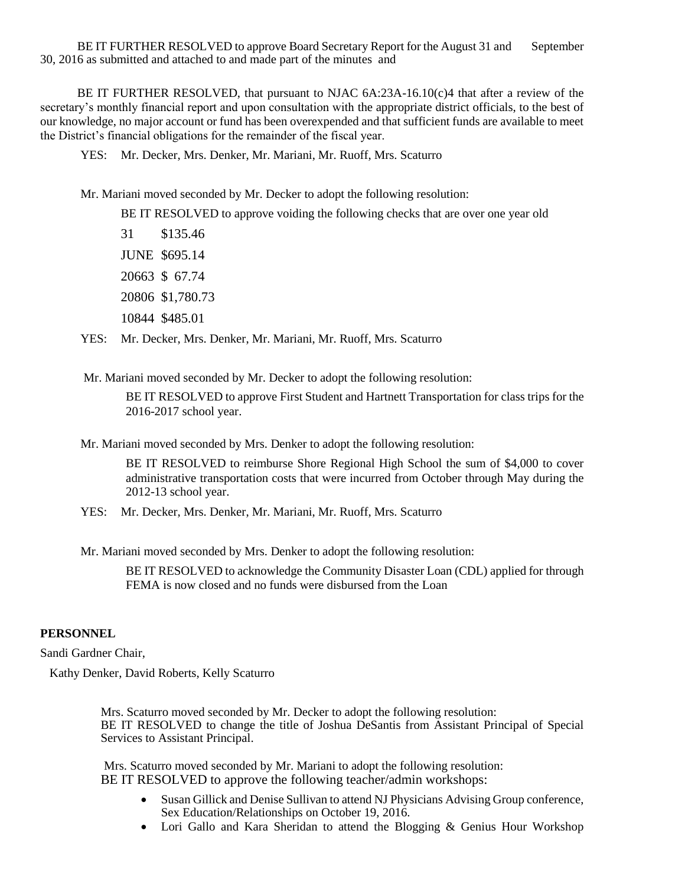BE IT FURTHER RESOLVED to approve Board Secretary Report for the August 31 and September 30, 2016 as submitted and attached to and made part of the minutes and

BE IT FURTHER RESOLVED, that pursuant to NJAC 6A:23A-16.10(c)4 that after a review of the secretary's monthly financial report and upon consultation with the appropriate district officials, to the best of our knowledge, no major account or fund has been overexpended and that sufficient funds are available to meet the District's financial obligations for the remainder of the fiscal year.

YES: Mr. Decker, Mrs. Denker, Mr. Mariani, Mr. Ruoff, Mrs. Scaturro

Mr. Mariani moved seconded by Mr. Decker to adopt the following resolution:

BE IT RESOLVED to approve voiding the following checks that are over one year old

31 $135.46

JUNE $695.14

20663 $ 67.74

20806 $1,780.73

10844 $485.01

YES: Mr. Decker, Mrs. Denker, Mr. Mariani, Mr. Ruoff, Mrs. Scaturro

Mr. Mariani moved seconded by Mr. Decker to adopt the following resolution:

BE IT RESOLVED to approve First Student and Hartnett Transportation for class trips for the 2016-2017 school year.

Mr. Mariani moved seconded by Mrs. Denker to adopt the following resolution:

BE IT RESOLVED to reimburse Shore Regional High School the sum of $4,000 to cover administrative transportation costs that were incurred from October through May during the 2012-13 school year.

YES: Mr. Decker, Mrs. Denker, Mr. Mariani, Mr. Ruoff, Mrs. Scaturro

Mr. Mariani moved seconded by Mrs. Denker to adopt the following resolution:

BE IT RESOLVED to acknowledge the Community Disaster Loan (CDL) applied for through FEMA is now closed and no funds were disbursed from the Loan

**PERSONNEL**

Sandi Gardner Chair,

Kathy Denker, David Roberts, Kelly Scaturro

Mrs. Scaturro moved seconded by Mr. Decker to adopt the following resolution:
BE IT RESOLVED to change the title of Joshua DeSantis from Assistant Principal of Special Services to Assistant Principal.

Mrs. Scaturro moved seconded by Mr. Mariani to adopt the following resolution:
BE IT RESOLVED to approve the following teacher/admin workshops:

- Susan Gillick and Denise Sullivan to attend NJ Physicians Advising Group conference, Sex Education/Relationships on October 19, 2016.
- Lori Gallo and Kara Sheridan to attend the Blogging & Genius Hour Workshop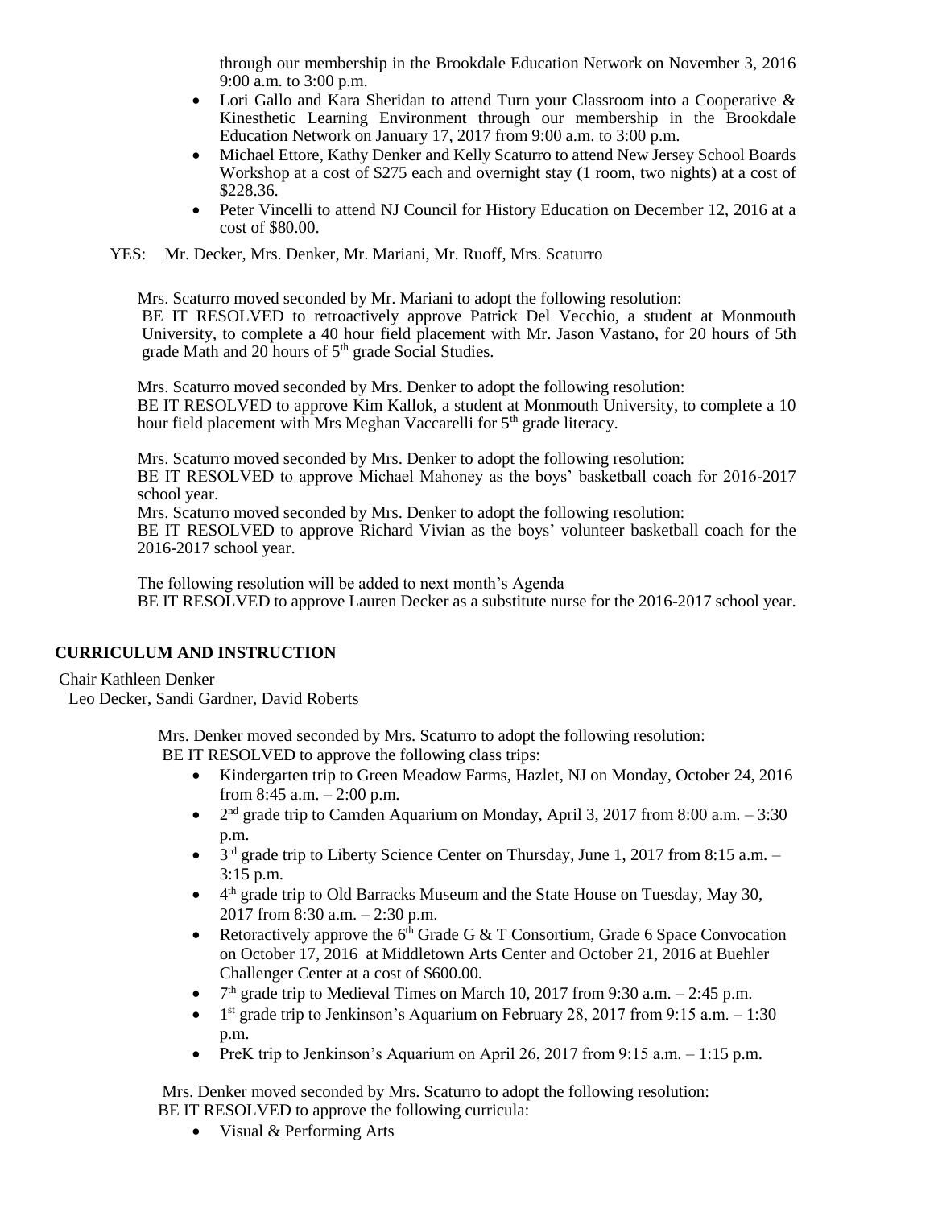through our membership in the Brookdale Education Network on November 3, 2016 9:00 a.m. to 3:00 p.m.

- Lori Gallo and Kara Sheridan to attend Turn your Classroom into a Cooperative & Kinesthetic Learning Environment through our membership in the Brookdale Education Network on January 17, 2017 from 9:00 a.m. to 3:00 p.m.
- Michael Ettore, Kathy Denker and Kelly Scaturro to attend New Jersey School Boards Workshop at a cost of $275 each and overnight stay (1 room, two nights) at a cost of $228.36.
- Peter Vincelli to attend NJ Council for History Education on December 12, 2016 at a cost of $80.00.

YES: Mr. Decker, Mrs. Denker, Mr. Mariani, Mr. Ruoff, Mrs. Scaturro

Mrs. Scaturro moved seconded by Mr. Mariani to adopt the following resolution:
BE IT RESOLVED to retroactively approve Patrick Del Vecchio, a student at Monmouth University, to complete a 40 hour field placement with Mr. Jason Vastano, for 20 hours of 5th grade Math and 20 hours of 5th grade Social Studies.

Mrs. Scaturro moved seconded by Mrs. Denker to adopt the following resolution:
BE IT RESOLVED to approve Kim Kallok, a student at Monmouth University, to complete a 10 hour field placement with Mrs Meghan Vaccarelli for 5th grade literacy.

Mrs. Scaturro moved seconded by Mrs. Denker to adopt the following resolution:
BE IT RESOLVED to approve Michael Mahoney as the boys' basketball coach for 2016-2017 school year.
Mrs. Scaturro moved seconded by Mrs. Denker to adopt the following resolution:
BE IT RESOLVED to approve Richard Vivian as the boys' volunteer basketball coach for the 2016-2017 school year.

The following resolution will be added to next month's Agenda
BE IT RESOLVED to approve Lauren Decker as a substitute nurse for the 2016-2017 school year.

**CURRICULUM AND INSTRUCTION**

Chair Kathleen Denker
Leo Decker, Sandi Gardner, David Roberts

Mrs. Denker moved seconded by Mrs. Scaturro to adopt the following resolution:
BE IT RESOLVED to approve the following class trips:

- Kindergarten trip to Green Meadow Farms, Hazlet, NJ on Monday, October 24, 2016 from 8:45 a.m. – 2:00 p.m.
- 2nd grade trip to Camden Aquarium on Monday, April 3, 2017 from 8:00 a.m. – 3:30 p.m.
- 3rd grade trip to Liberty Science Center on Thursday, June 1, 2017 from 8:15 a.m. – 3:15 p.m.
- 4th grade trip to Old Barracks Museum and the State House on Tuesday, May 30, 2017 from 8:30 a.m. – 2:30 p.m.
- Retoractively approve the 6th Grade G & T Consortium, Grade 6 Space Convocation on October 17, 2016 at Middletown Arts Center and October 21, 2016 at Buehler Challenger Center at a cost of $600.00.
- 7th grade trip to Medieval Times on March 10, 2017 from 9:30 a.m. – 2:45 p.m.
- 1st grade trip to Jenkinson's Aquarium on February 28, 2017 from 9:15 a.m. – 1:30 p.m.
- PreK trip to Jenkinson's Aquarium on April 26, 2017 from 9:15 a.m. – 1:15 p.m.

Mrs. Denker moved seconded by Mrs. Scaturro to adopt the following resolution:
BE IT RESOLVED to approve the following curricula:

- Visual & Performing Arts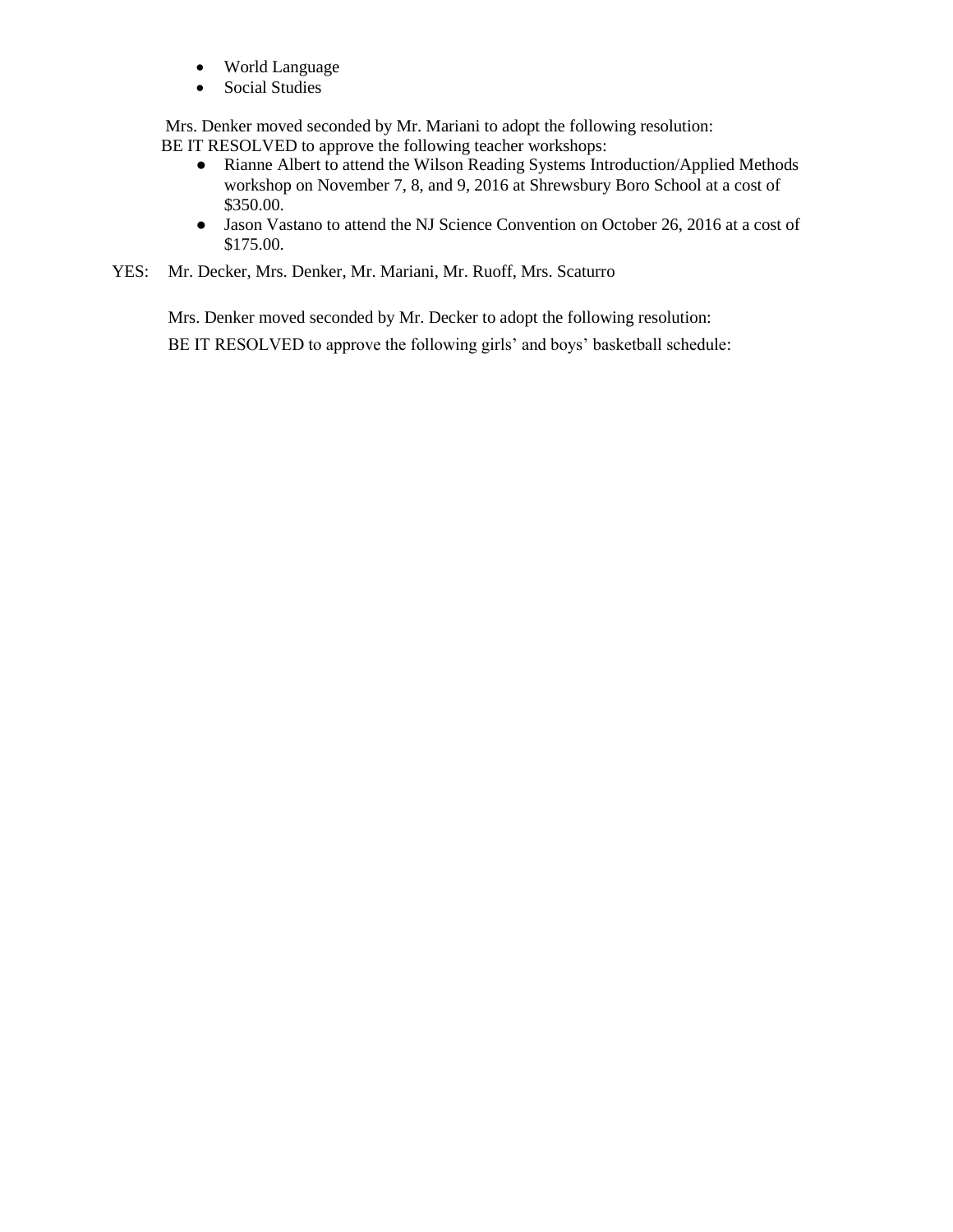- World Language
- Social Studies

Mrs. Denker moved seconded by Mr. Mariani to adopt the following resolution:
BE IT RESOLVED to approve the following teacher workshops:

- Rianne Albert to attend the Wilson Reading Systems Introduction/Applied Methods workshop on November 7, 8, and 9, 2016 at Shrewsbury Boro School at a cost of $350.00.
- Jason Vastano to attend the NJ Science Convention on October 26, 2016 at a cost of $175.00.

YES: Mr. Decker, Mrs. Denker, Mr. Mariani, Mr. Ruoff, Mrs. Scaturro

Mrs. Denker moved seconded by Mr. Decker to adopt the following resolution:

BE IT RESOLVED to approve the following girls' and boys' basketball schedule: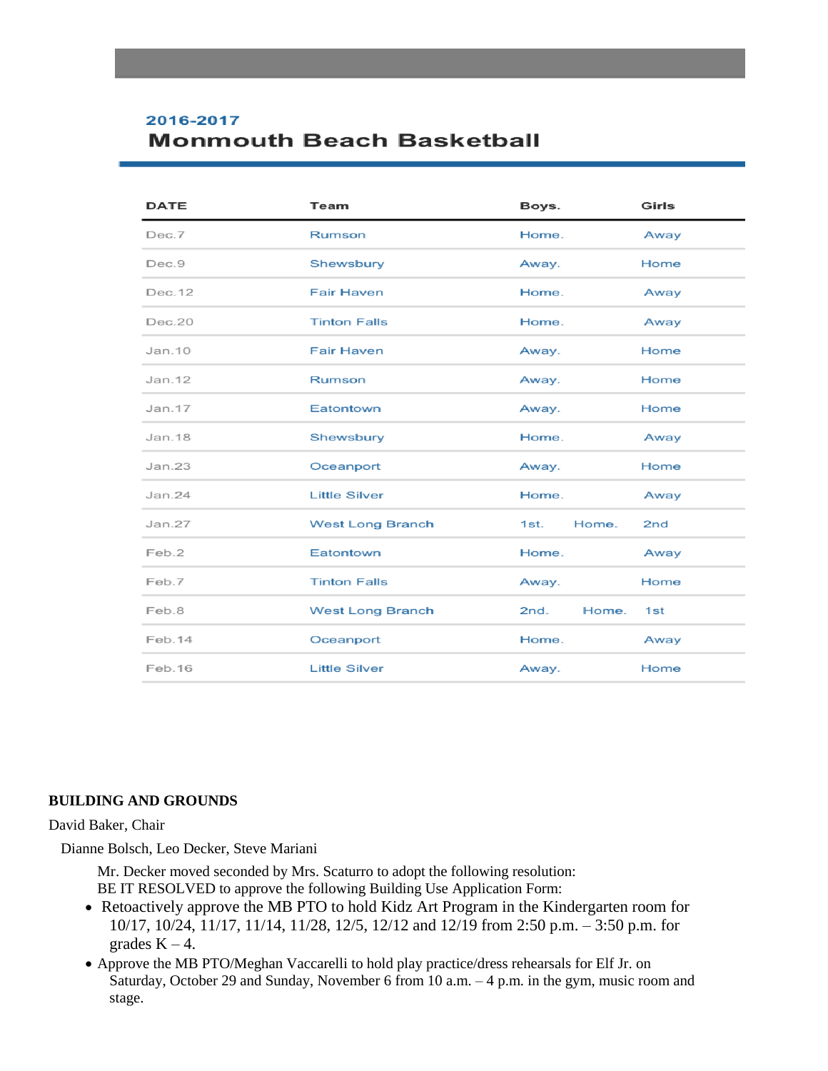## 2016-2017

# Monmouth Beach Basketball

| DATE | Team | Boys. | Girls |
|---|---|---|---|
| Dec.7 | Rumson | Home. | Away |
| Dec.9 | Shewsbury | Away. | Home |
| Dec.12 | Fair Haven | Home. | Away |
| Dec.20 | Tinton Falls | Home. | Away |
| Jan.10 | Fair Haven | Away. | Home |
| Jan.12 | Rumson | Away. | Home |
| Jan.17 | Eatontown | Away. | Home |
| Jan.18 | Shewsbury | Home. | Away |
| Jan.23 | Oceanport | Away. | Home |
| Jan.24 | Little Silver | Home. | Away |
| Jan.27 | West Long Branch | 1st. Home. | 2nd |
| Feb.2 | Eatontown | Home. | Away |
| Feb.7 | Tinton Falls | Away. | Home |
| Feb.8 | West Long Branch | 2nd. Home. | 1st |
| Feb.14 | Oceanport | Home. | Away |
| Feb.16 | Little Silver | Away. | Home |

**BUILDING AND GROUNDS**

David Baker, Chair

Dianne Bolsch, Leo Decker, Steve Mariani

Mr. Decker moved seconded by Mrs. Scaturro to adopt the following resolution:
BE IT RESOLVED to approve the following Building Use Application Form:

- Retoactively approve the MB PTO to hold Kidz Art Program in the Kindergarten room for 10/17, 10/24, 11/17, 11/14, 11/28, 12/5, 12/12 and 12/19 from 2:50 p.m. – 3:50 p.m. for grades K – 4.
- Approve the MB PTO/Meghan Vaccarelli to hold play practice/dress rehearsals for Elf Jr. on Saturday, October 29 and Sunday, November 6 from 10 a.m. – 4 p.m. in the gym, music room and stage.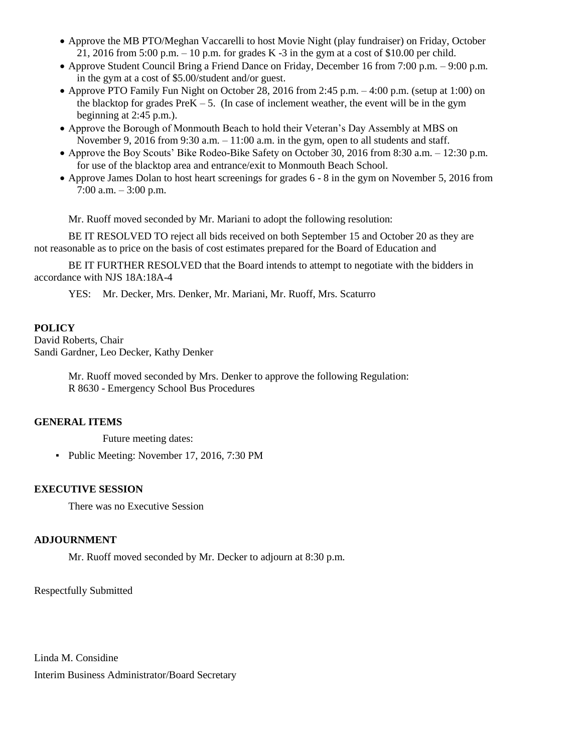- Approve the MB PTO/Meghan Vaccarelli to host Movie Night (play fundraiser) on Friday, October 21, 2016 from 5:00 p.m. – 10 p.m. for grades K -3 in the gym at a cost of $10.00 per child.
- Approve Student Council Bring a Friend Dance on Friday, December 16 from 7:00 p.m. – 9:00 p.m. in the gym at a cost of $5.00/student and/or guest.
- Approve PTO Family Fun Night on October 28, 2016 from 2:45 p.m. – 4:00 p.m. (setup at 1:00) on the blacktop for grades PreK – 5. (In case of inclement weather, the event will be in the gym beginning at 2:45 p.m.).
- Approve the Borough of Monmouth Beach to hold their Veteran's Day Assembly at MBS on November 9, 2016 from 9:30 a.m. – 11:00 a.m. in the gym, open to all students and staff.
- Approve the Boy Scouts' Bike Rodeo-Bike Safety on October 30, 2016 from 8:30 a.m. – 12:30 p.m. for use of the blacktop area and entrance/exit to Monmouth Beach School.
- Approve James Dolan to host heart screenings for grades 6 - 8 in the gym on November 5, 2016 from 7:00 a.m. – 3:00 p.m.

Mr. Ruoff moved seconded by Mr. Mariani to adopt the following resolution:

BE IT RESOLVED TO reject all bids received on both September 15 and October 20 as they are not reasonable as to price on the basis of cost estimates prepared for the Board of Education and

BE IT FURTHER RESOLVED that the Board intends to attempt to negotiate with the bidders in accordance with NJS 18A:18A-4

YES: Mr. Decker, Mrs. Denker, Mr. Mariani, Mr. Ruoff, Mrs. Scaturro

**POLICY**
David Roberts, Chair
Sandi Gardner, Leo Decker, Kathy Denker

Mr. Ruoff moved seconded by Mrs. Denker to approve the following Regulation:
R 8630 - Emergency School Bus Procedures

**GENERAL ITEMS**

Future meeting dates:

- Public Meeting: November 17, 2016, 7:30 PM

**EXECUTIVE SESSION**

There was no Executive Session

**ADJOURNMENT**

Mr. Ruoff moved seconded by Mr. Decker to adjourn at 8:30 p.m.

Respectfully Submitted

Linda M. Considine
Interim Business Administrator/Board Secretary